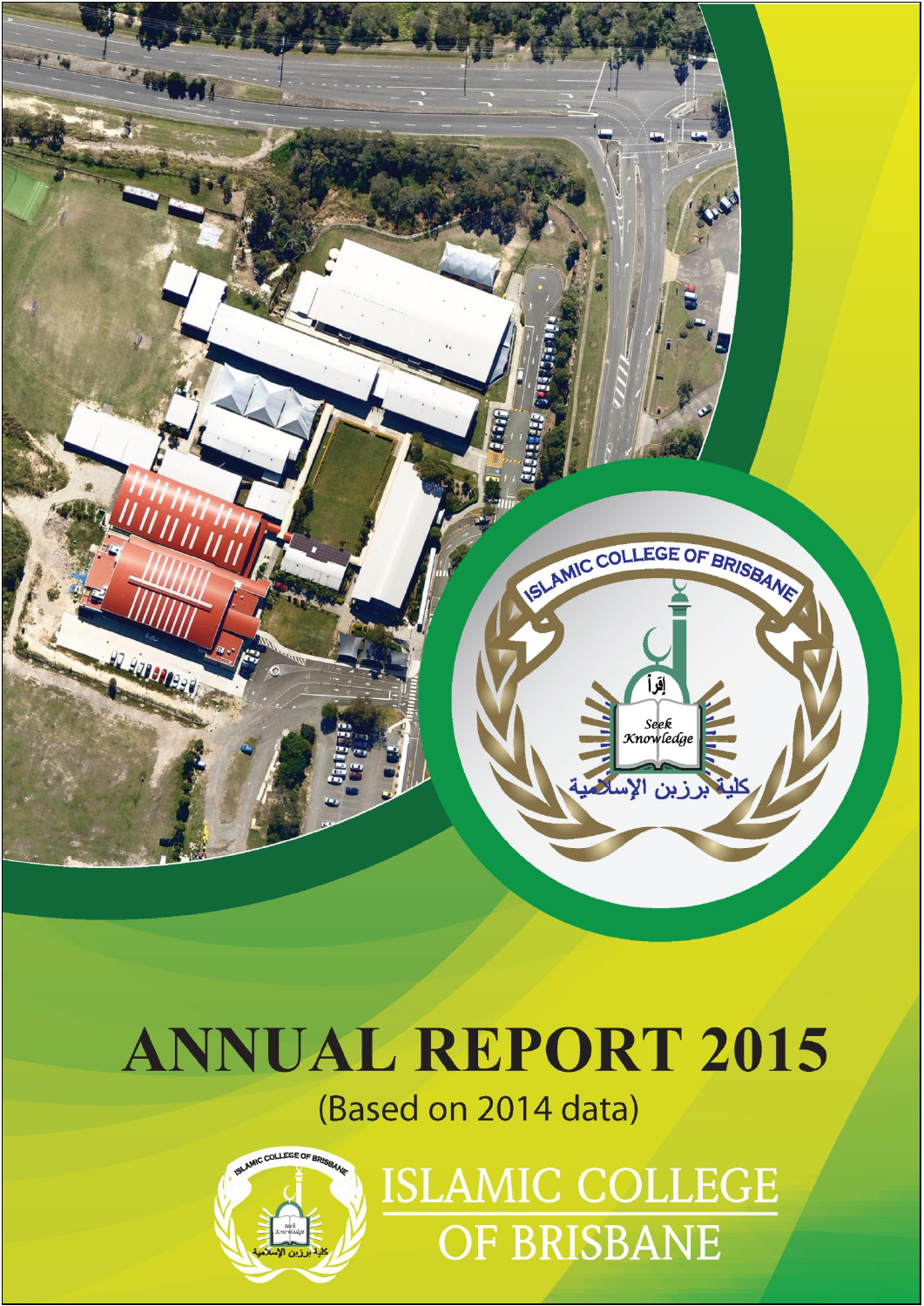# ANNUAL REPORT 2015

(Based on 2014 data)

ISLAMIC COLLEGE OF BRISBANE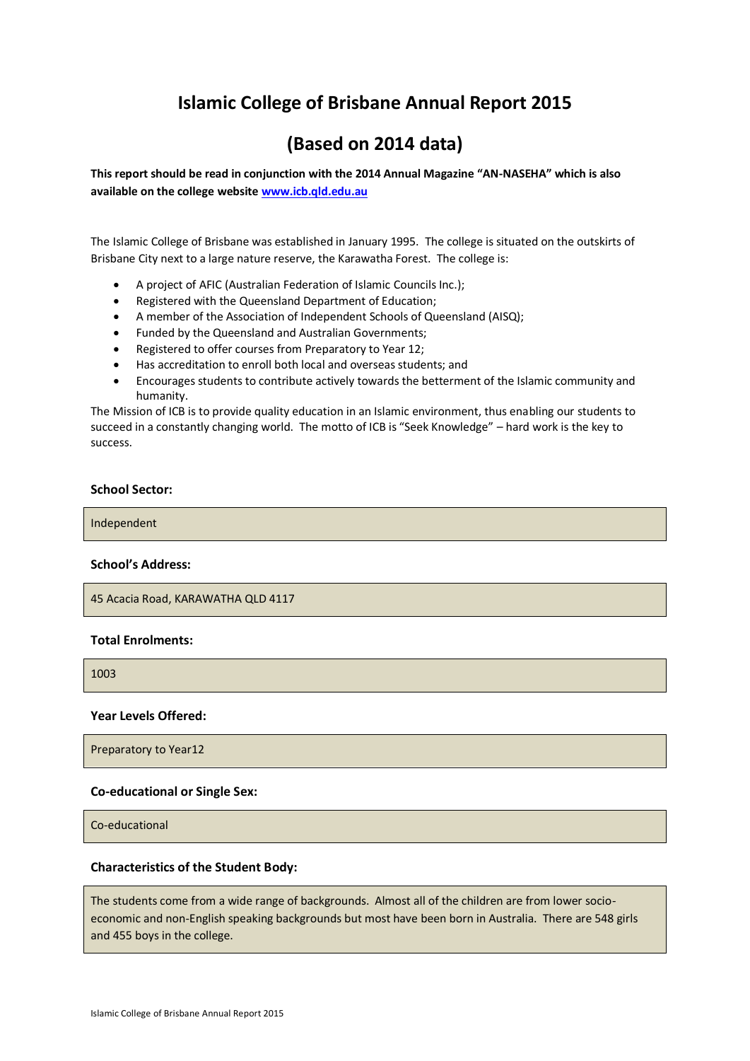# Islamic College of Brisbane Annual Report 2015

# (Based on 2014 data)

**This report should be read in conjunction with the 2014 Annual Magazine "AN-NASEHA" which is also available on the college website [www.icb.qld.edu.au](www.icb.qld.edu.au)**

The Islamic College of Brisbane was established in January 1995. The college is situated on the outskirts of Brisbane City next to a large nature reserve, the Karawatha Forest. The college is:

- A project of AFIC (Australian Federation of Islamic Councils Inc.);
- Registered with the Queensland Department of Education;
- A member of the Association of Independent Schools of Queensland (AISQ);
- Funded by the Queensland and Australian Governments;
- Registered to offer courses from Preparatory to Year 12;
- Has accreditation to enroll both local and overseas students; and
- Encourages students to contribute actively towards the betterment of the Islamic community and humanity.

The Mission of ICB is to provide quality education in an Islamic environment, thus enabling our students to succeed in a constantly changing world. The motto of ICB is "Seek Knowledge" – hard work is the key to success.

**School Sector:**

Independent

**School's Address:**

45 Acacia Road, KARAWATHA QLD 4117

**Total Enrolments:**

1003

**Year Levels Offered:**

Preparatory to Year12

**Co-educational or Single Sex:**

Co-educational

**Characteristics of the Student Body:**

The students come from a wide range of backgrounds. Almost all of the children are from lower socio-economic and non-English speaking backgrounds but most have been born in Australia. There are 548 girls and 455 boys in the college.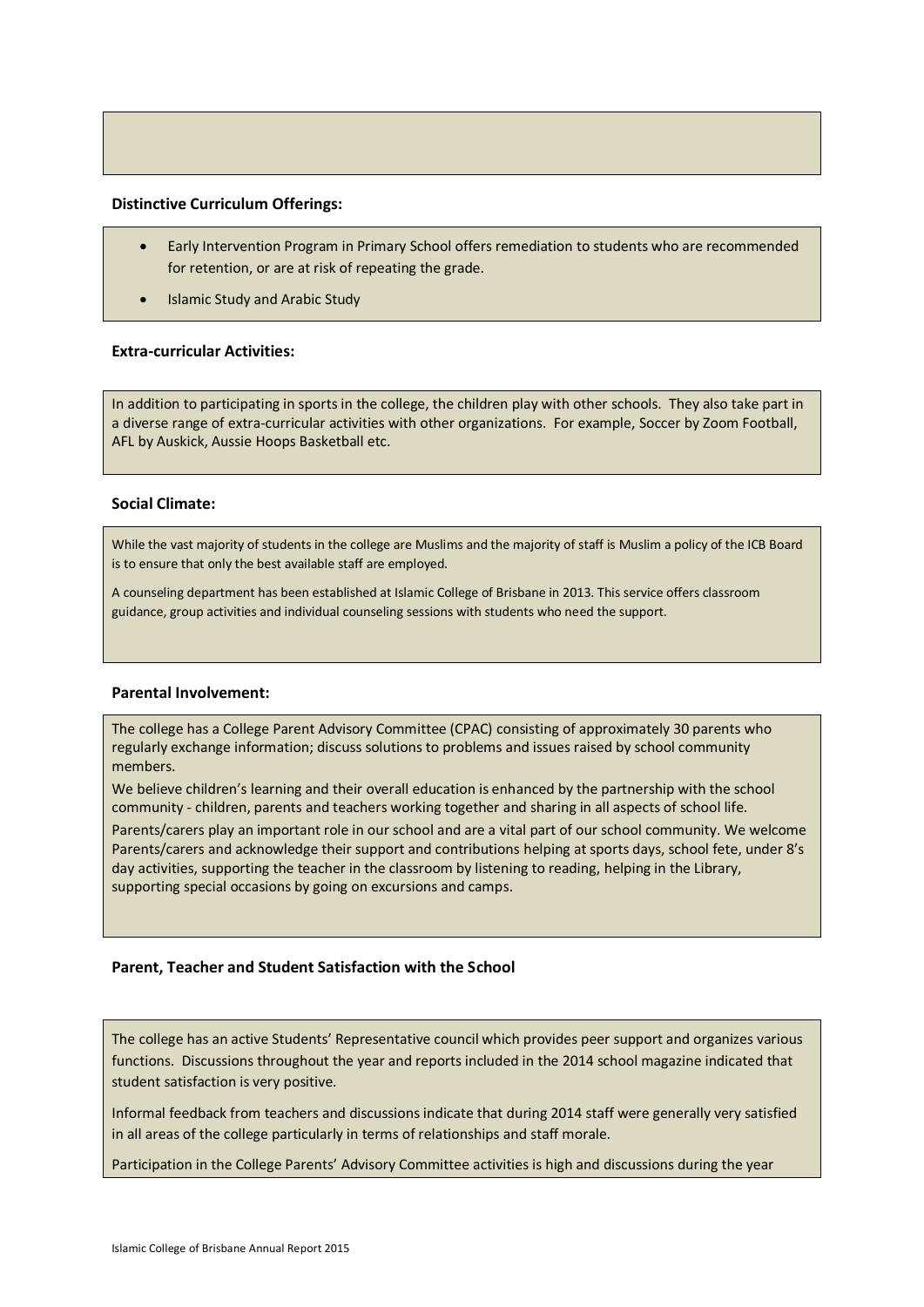**Distinctive Curriculum Offerings:**

- Early Intervention Program in Primary School offers remediation to students who are recommended for retention, or are at risk of repeating the grade.
- Islamic Study and Arabic Study

**Extra-curricular Activities:**

In addition to participating in sports in the college, the children play with other schools. They also take part in a diverse range of extra-curricular activities with other organizations. For example, Soccer by Zoom Football, AFL by Auskick, Aussie Hoops Basketball etc.

**Social Climate:**

While the vast majority of students in the college are Muslims and the majority of staff is Muslim a policy of the ICB Board is to ensure that only the best available staff are employed.

A counseling department has been established at Islamic College of Brisbane in 2013. This service offers classroom guidance, group activities and individual counseling sessions with students who need the support.

**Parental Involvement:**

The college has a College Parent Advisory Committee (CPAC) consisting of approximately 30 parents who regularly exchange information; discuss solutions to problems and issues raised by school community members.

We believe children's learning and their overall education is enhanced by the partnership with the school community - children, parents and teachers working together and sharing in all aspects of school life.

Parents/carers play an important role in our school and are a vital part of our school community. We welcome Parents/carers and acknowledge their support and contributions helping at sports days, school fete, under 8's day activities, supporting the teacher in the classroom by listening to reading, helping in the Library, supporting special occasions by going on excursions and camps.

**Parent, Teacher and Student Satisfaction with the School**

The college has an active Students' Representative council which provides peer support and organizes various functions. Discussions throughout the year and reports included in the 2014 school magazine indicated that student satisfaction is very positive.

Informal feedback from teachers and discussions indicate that during 2014 staff were generally very satisfied in all areas of the college particularly in terms of relationships and staff morale.

Participation in the College Parents' Advisory Committee activities is high and discussions during the year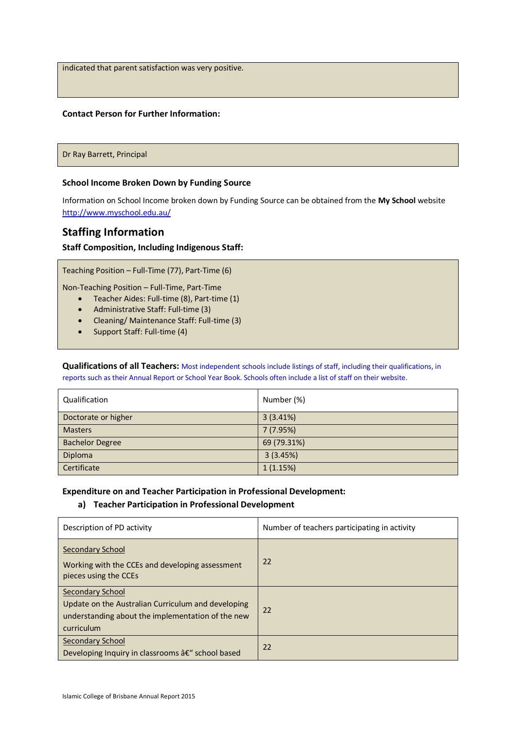indicated that parent satisfaction was very positive.

**Contact Person for Further Information:**

Dr Ray Barrett, Principal

### School Income Broken Down by Funding Source

Information on School Income broken down by Funding Source can be obtained from the **My School** website http://www.myschool.edu.au/

## Staffing Information

### Staff Composition, Including Indigenous Staff:

Teaching Position – Full-Time (77), Part-Time (6)

Non-Teaching Position – Full-Time, Part-Time

- Teacher Aides: Full-time (8), Part-time (1)
- Administrative Staff: Full-time (3)
- Cleaning/ Maintenance Staff: Full-time (3)
- Support Staff: Full-time (4)

**Qualifications of all Teachers:** Most independent schools include listings of staff, including their qualifications, in reports such as their Annual Report or School Year Book. Schools often include a list of staff on their website.

| Qualification | Number (%) |
|---|---|
| Doctorate or higher | 3 (3.41%) |
| Masters | 7 (7.95%) |
| Bachelor Degree | 69 (79.31%) |
| Diploma | 3 (3.45%) |
| Certificate | 1 (1.15%) |

### Expenditure on and Teacher Participation in Professional Development:

**a) Teacher Participation in Professional Development**

| Description of PD activity | Number of teachers participating in activity |
|---|---|
| Secondary School<br>Working with the CCEs and developing assessment pieces using the CCEs | 22 |
| Secondary School<br>Update on the Australian Curriculum and developing understanding about the implementation of the new curriculum | 22 |
| Secondary School<br>Developing Inquiry in classrooms â€“ school based | 22 |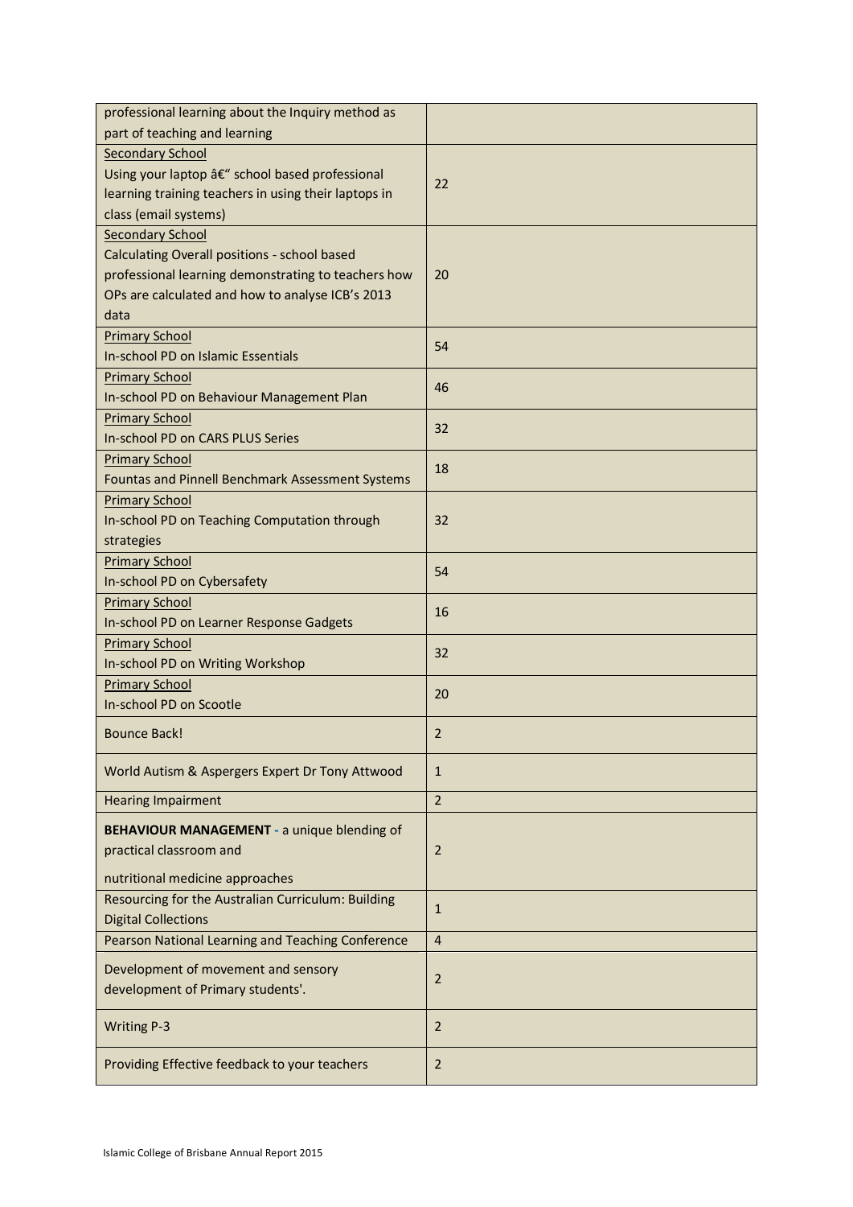| | |
|---|---|
| professional learning about the Inquiry method as part of teaching and learning | |
| Secondary School<br>Using your laptop â€" school based professional learning training teachers in using their laptops in class (email systems) | 22 |
| Secondary School<br>Calculating Overall positions - school based professional learning demonstrating to teachers how OPs are calculated and how to analyse ICB's 2013 data | 20 |
| Primary School<br>In-school PD on Islamic Essentials | 54 |
| Primary School<br>In-school PD on Behaviour Management Plan | 46 |
| Primary School<br>In-school PD on CARS PLUS Series | 32 |
| Primary School<br>Fountas and Pinnell Benchmark Assessment Systems | 18 |
| Primary School<br>In-school PD on Teaching Computation through strategies | 32 |
| Primary School<br>In-school PD on Cybersafety | 54 |
| Primary School<br>In-school PD on Learner Response Gadgets | 16 |
| Primary School<br>In-school PD on Writing Workshop | 32 |
| Primary School<br>In-school PD on Scootle | 20 |
| Bounce Back! | 2 |
| World Autism & Aspergers Expert Dr Tony Attwood | 1 |
| Hearing Impairment | 2 |
| **BEHAVIOUR MANAGEMENT** - a unique blending of practical classroom and<br><br>nutritional medicine approaches | 2 |
| Resourcing for the Australian Curriculum: Building Digital Collections | 1 |
| Pearson National Learning and Teaching Conference | 4 |
| Development of movement and sensory development of Primary students'. | 2 |
| Writing P-3 | 2 |
| Providing Effective feedback to your teachers | 2 |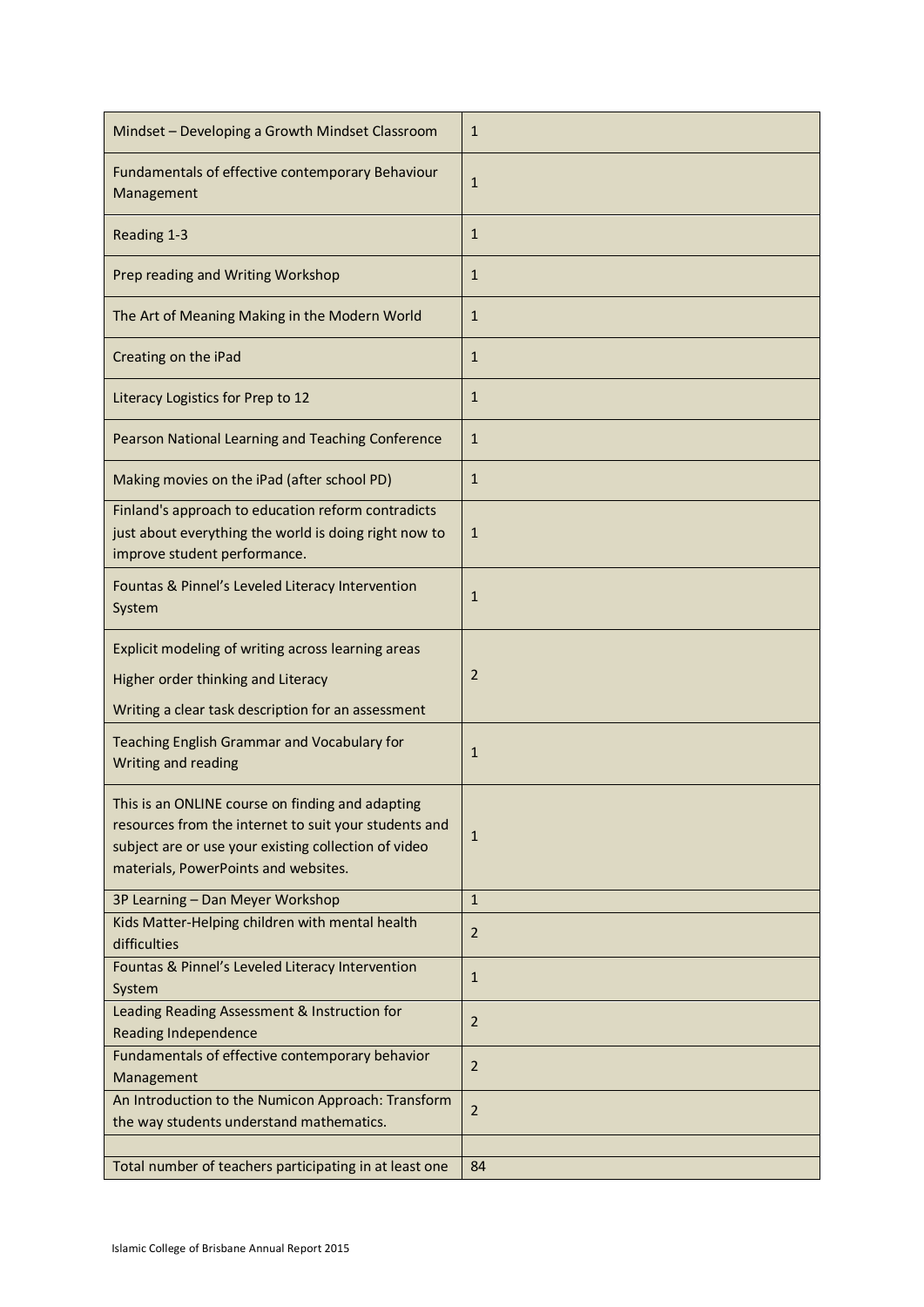| | |
|---|---|
| Mindset – Developing a Growth Mindset Classroom | 1 |
| Fundamentals of effective contemporary Behaviour Management | 1 |
| Reading 1-3 | 1 |
| Prep reading and Writing Workshop | 1 |
| The Art of Meaning Making in the Modern World | 1 |
| Creating on the iPad | 1 |
| Literacy Logistics for Prep to 12 | 1 |
| Pearson National Learning and Teaching Conference | 1 |
| Making movies on the iPad (after school PD) | 1 |
| Finland's approach to education reform contradicts just about everything the world is doing right now to improve student performance. | 1 |
| Fountas & Pinnel's Leveled Literacy Intervention System | 1 |
| Explicit modeling of writing across learning areas<br>Higher order thinking and Literacy<br>Writing a clear task description for an assessment | 2 |
| Teaching English Grammar and Vocabulary for Writing and reading | 1 |
| This is an ONLINE course on finding and adapting resources from the internet to suit your students and subject are or use your existing collection of video materials, PowerPoints and websites. | 1 |
| 3P Learning – Dan Meyer Workshop | 1 |
| Kids Matter-Helping children with mental health difficulties | 2 |
| Fountas & Pinnel's Leveled Literacy Intervention System | 1 |
| Leading Reading Assessment & Instruction for Reading Independence | 2 |
| Fundamentals of effective contemporary behavior Management | 2 |
| An Introduction to the Numicon Approach: Transform the way students understand mathematics. | 2 |
| | |
| Total number of teachers participating in at least one | 84 |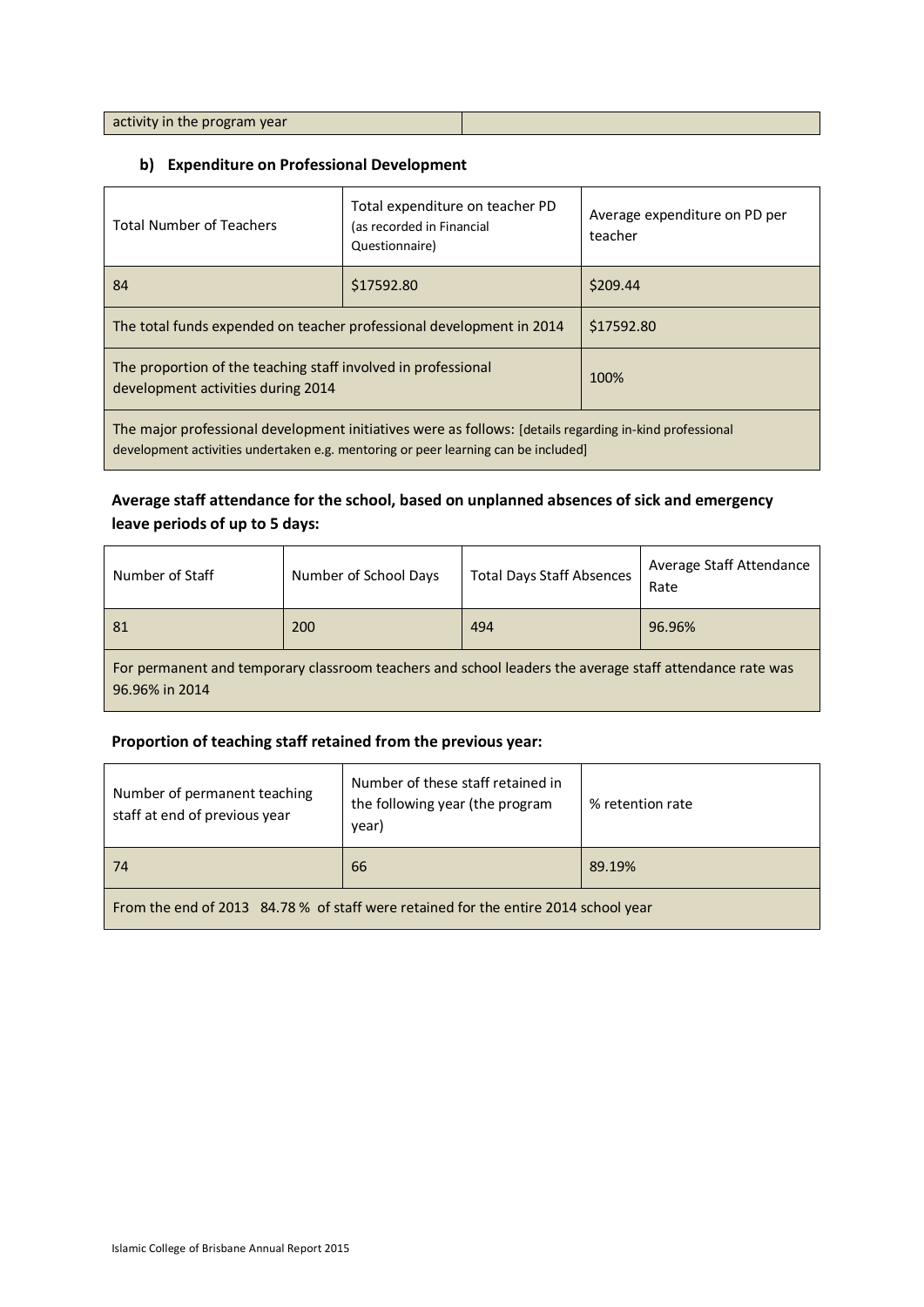| activity in the program year | |
| --- | --- |

### b) Expenditure on Professional Development

| Total Number of Teachers | Total expenditure on teacher PD (as recorded in Financial Questionnaire) | Average expenditure on PD per teacher |
| --- | --- | --- |
| 84 | $17592.80 | $209.44 |
| The total funds expended on teacher professional development in 2014 | | $17592.80 |
| The proportion of the teaching staff involved in professional development activities during 2014 | | 100% |
| The major professional development initiatives were as follows: [details regarding in-kind professional development activities undertaken e.g. mentoring or peer learning can be included] | | |

**Average staff attendance for the school, based on unplanned absences of sick and emergency leave periods of up to 5 days:**

| Number of Staff | Number of School Days | Total Days Staff Absences | Average Staff Attendance Rate |
| --- | --- | --- | --- |
| 81 | 200 | 494 | 96.96% |
| For permanent and temporary classroom teachers and school leaders the average staff attendance rate was 96.96% in 2014 | | | |

**Proportion of teaching staff retained from the previous year:**

| Number of permanent teaching staff at end of previous year | Number of these staff retained in the following year (the program year) | % retention rate |
| --- | --- | --- |
| 74 | 66 | 89.19% |
| From the end of 2013 84.78 % of staff were retained for the entire 2014 school year | | |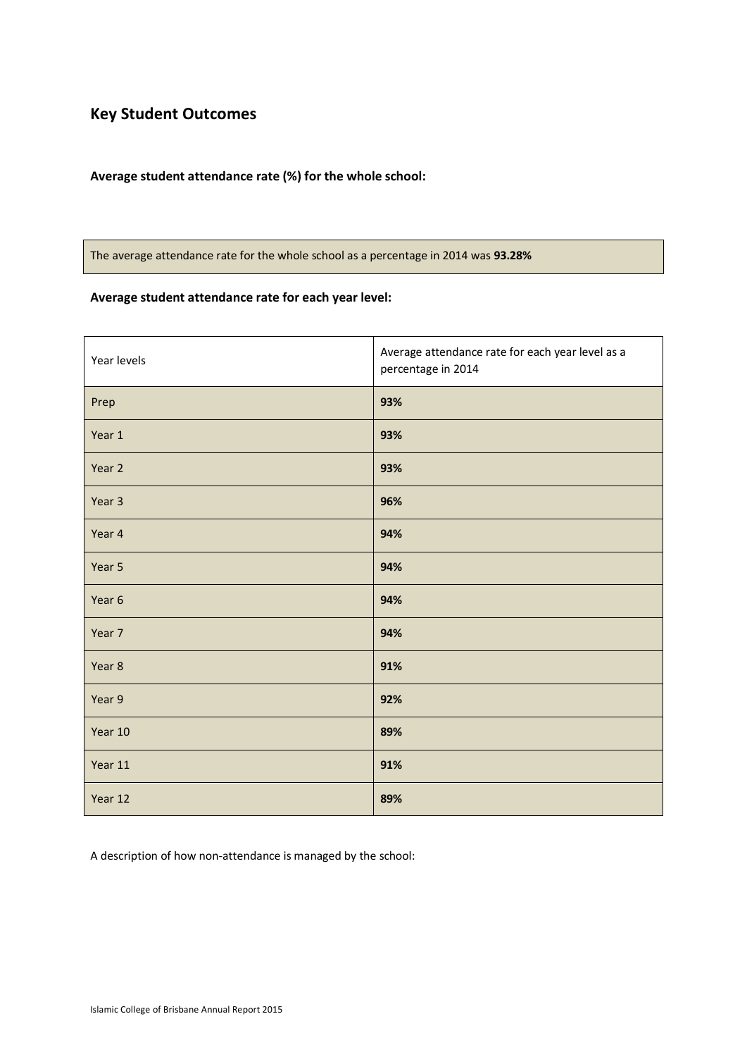## Key Student Outcomes

**Average student attendance rate (%) for the whole school:**

The average attendance rate for the whole school as a percentage in 2014 was **93.28%**

**Average student attendance rate for each year level:**

| Year levels | Average attendance rate for each year level as a percentage in 2014 |
|---|---|
| Prep | **93%** |
| Year 1 | **93%** |
| Year 2 | **93%** |
| Year 3 | **96%** |
| Year 4 | **94%** |
| Year 5 | **94%** |
| Year 6 | **94%** |
| Year 7 | **94%** |
| Year 8 | **91%** |
| Year 9 | **92%** |
| Year 10 | **89%** |
| Year 11 | **91%** |
| Year 12 | **89%** |

A description of how non-attendance is managed by the school: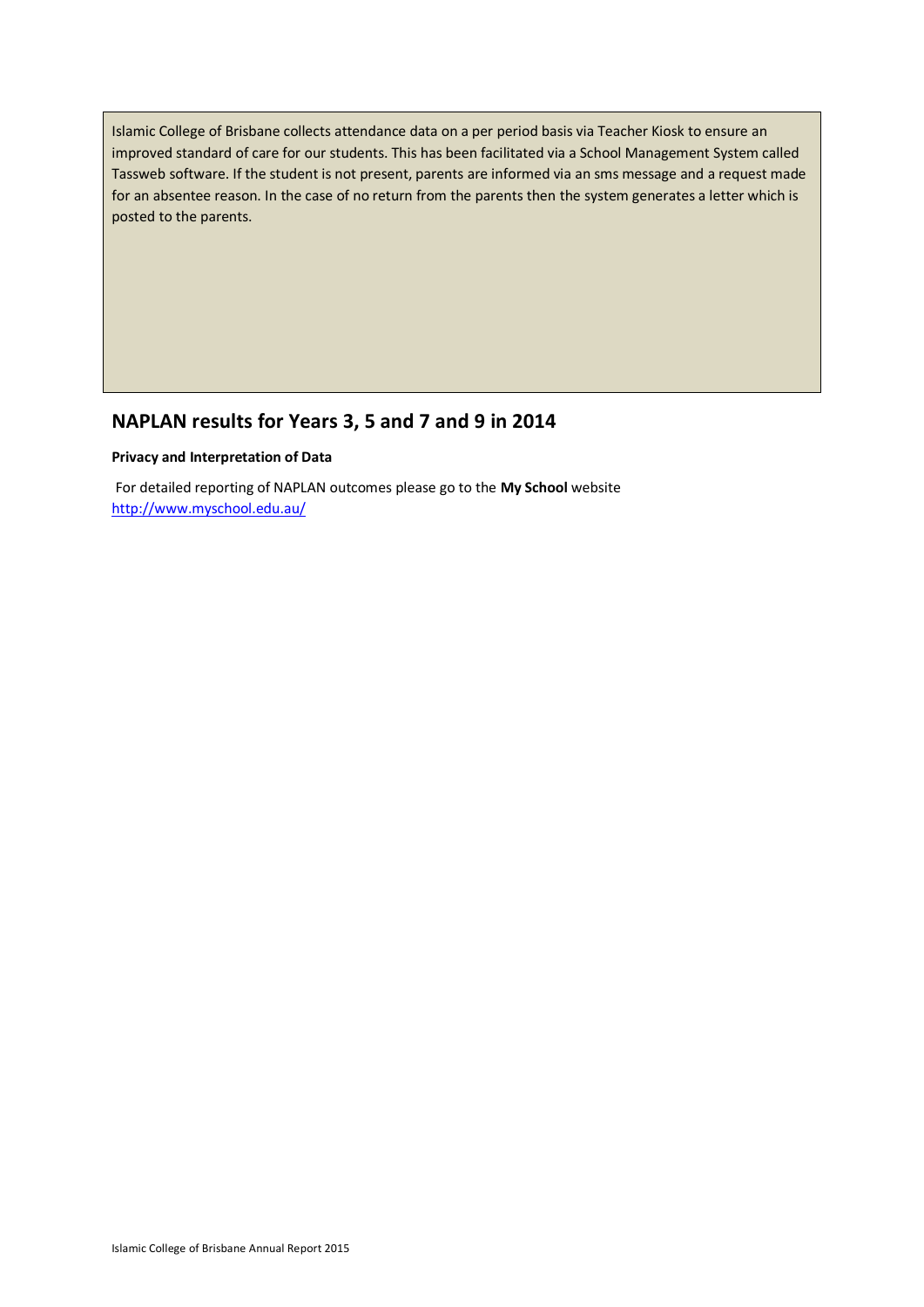Islamic College of Brisbane collects attendance data on a per period basis via Teacher Kiosk to ensure an improved standard of care for our students. This has been facilitated via a School Management System called Tassweb software. If the student is not present, parents are informed via an sms message and a request made for an absentee reason. In the case of no return from the parents then the system generates a letter which is posted to the parents.

## NAPLAN results for Years 3, 5 and 7 and 9 in 2014

**Privacy and Interpretation of Data**

For detailed reporting of NAPLAN outcomes please go to the **My School** website
http://www.myschool.edu.au/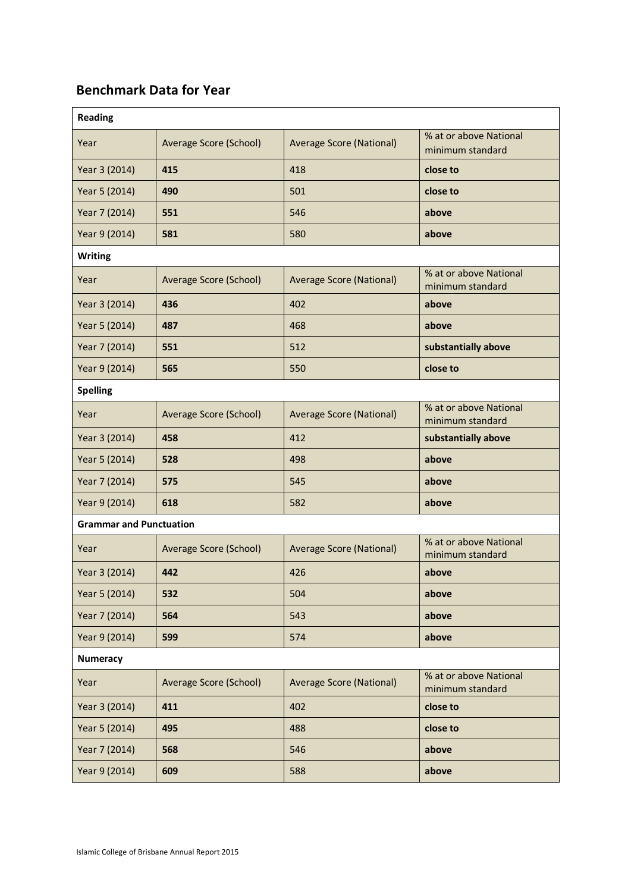## Benchmark Data for Year

| Reading | | | |
|---|---|---|---|
| Year | Average Score (School) | Average Score (National) | % at or above National minimum standard |
| Year 3 (2014) | **415** | 418 | **close to** |
| Year 5 (2014) | **490** | 501 | **close to** |
| Year 7 (2014) | **551** | 546 | **above** |
| Year 9 (2014) | **581** | 580 | **above** |
| **Writing** | | | |
| Year | Average Score (School) | Average Score (National) | % at or above National minimum standard |
| Year 3 (2014) | **436** | 402 | **above** |
| Year 5 (2014) | **487** | 468 | **above** |
| Year 7 (2014) | **551** | 512 | **substantially above** |
| Year 9 (2014) | **565** | 550 | **close to** |
| **Spelling** | | | |
| Year | Average Score (School) | Average Score (National) | % at or above National minimum standard |
| Year 3 (2014) | **458** | 412 | **substantially above** |
| Year 5 (2014) | **528** | 498 | **above** |
| Year 7 (2014) | **575** | 545 | **above** |
| Year 9 (2014) | **618** | 582 | **above** |
| **Grammar and Punctuation** | | | |
| Year | Average Score (School) | Average Score (National) | % at or above National minimum standard |
| Year 3 (2014) | **442** | 426 | **above** |
| Year 5 (2014) | **532** | 504 | **above** |
| Year 7 (2014) | **564** | 543 | **above** |
| Year 9 (2014) | **599** | 574 | **above** |
| **Numeracy** | | | |
| Year | Average Score (School) | Average Score (National) | % at or above National minimum standard |
| Year 3 (2014) | **411** | 402 | **close to** |
| Year 5 (2014) | **495** | 488 | **close to** |
| Year 7 (2014) | **568** | 546 | **above** |
| Year 9 (2014) | **609** | 588 | **above** |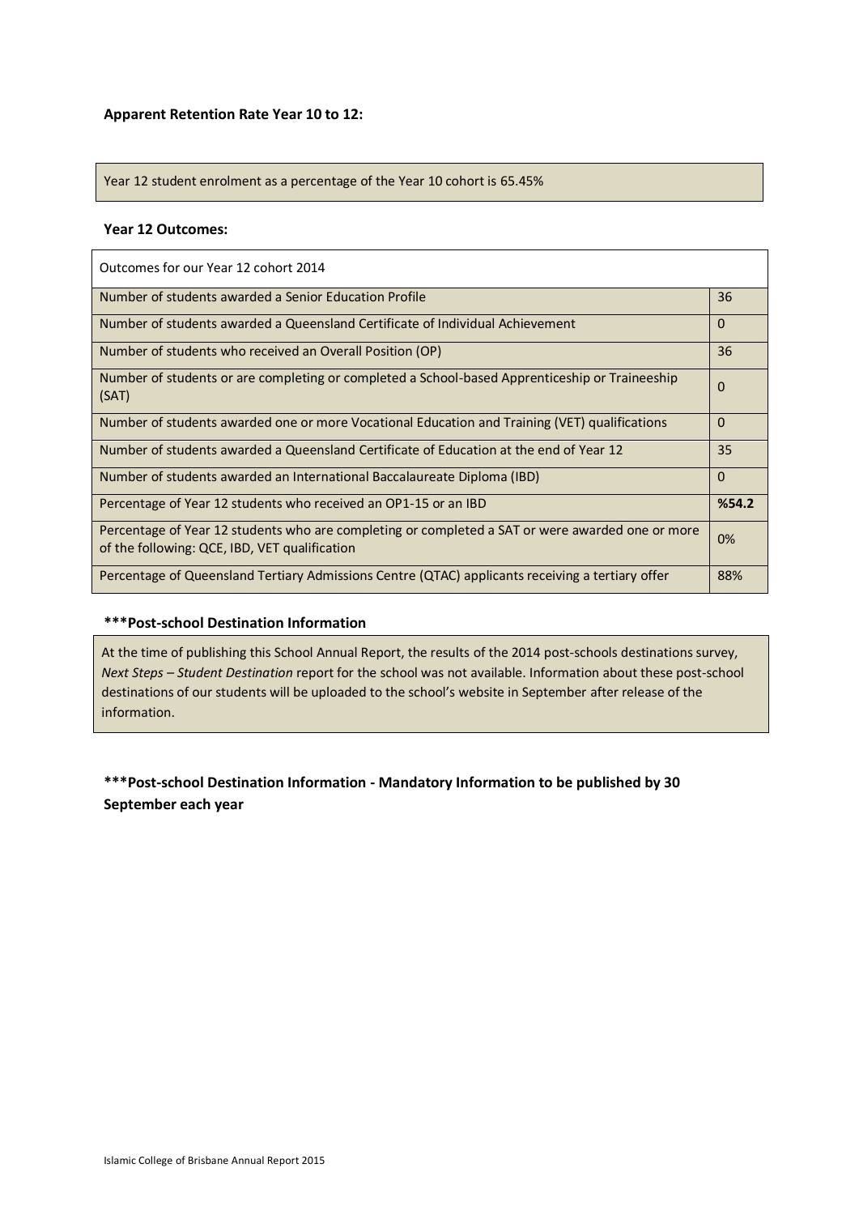**Apparent Retention Rate Year 10 to 12:**

Year 12 student enrolment as a percentage of the Year 10 cohort is 65.45%

**Year 12 Outcomes:**

| Outcomes for our Year 12 cohort 2014 | |
|---|---|
| Number of students awarded a Senior Education Profile | 36 |
| Number of students awarded a Queensland Certificate of Individual Achievement | 0 |
| Number of students who received an Overall Position (OP) | 36 |
| Number of students or are completing or completed a School-based Apprenticeship or Traineeship (SAT) | 0 |
| Number of students awarded one or more Vocational Education and Training (VET) qualifications | 0 |
| Number of students awarded a Queensland Certificate of Education at the end of Year 12 | 35 |
| Number of students awarded an International Baccalaureate Diploma (IBD) | 0 |
| Percentage of Year 12 students who received an OP1-15 or an IBD | **%54.2** |
| Percentage of Year 12 students who are completing or completed a SAT or were awarded one or more of the following: QCE, IBD, VET qualification | 0% |
| Percentage of Queensland Tertiary Admissions Centre (QTAC) applicants receiving a tertiary offer | 88% |

**\*\*\*Post-school Destination Information**

At the time of publishing this School Annual Report, the results of the 2014 post-schools destinations survey, *Next Steps – Student Destination* report for the school was not available. Information about these post-school destinations of our students will be uploaded to the school's website in September after release of the information.

**\*\*\*Post-school Destination Information - Mandatory Information to be published by 30 September each year**